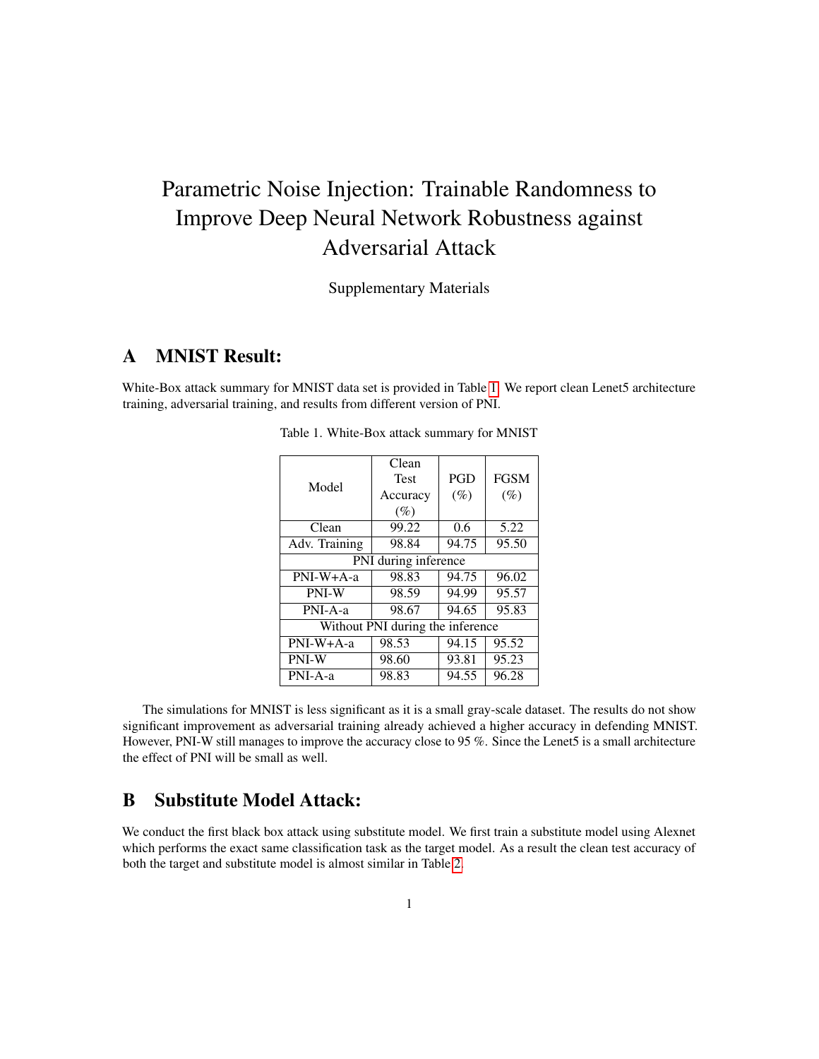# Parametric Noise Injection: Trainable Randomness to Improve Deep Neural Network Robustness against Adversarial Attack

Supplementary Materials

## A MNIST Result:

White-Box attack summary for MNIST data set is provided in Table 1. We report clean Lenet5 architecture training, adversarial training, and results from different version of PNI.

Table 1. White-Box attack summary for MNIST

| Model | Clean Test Accuracy (%) | PGD (%) | FGSM (%) |
|---|---|---|---|
| Clean | 99.22 | 0.6 | 5.22 |
| Adv. Training | 98.84 | 94.75 | 95.50 |
| PNI during inference | | | |
| PNI-W+A-a | 98.83 | 94.75 | 96.02 |
| PNI-W | 98.59 | 94.99 | 95.57 |
| PNI-A-a | 98.67 | 94.65 | 95.83 |
| Without PNI during the inference | | | |
| PNI-W+A-a | 98.53 | 94.15 | 95.52 |
| PNI-W | 98.60 | 93.81 | 95.23 |
| PNI-A-a | 98.83 | 94.55 | 96.28 |

The simulations for MNIST is less significant as it is a small gray-scale dataset. The results do not show significant improvement as adversarial training already achieved a higher accuracy in defending MNIST. However, PNI-W still manages to improve the accuracy close to 95 %. Since the Lenet5 is a small architecture the effect of PNI will be small as well.

## B Substitute Model Attack:

We conduct the first black box attack using substitute model. We first train a substitute model using Alexnet which performs the exact same classification task as the target model. As a result the clean test accuracy of both the target and substitute model is almost similar in Table 2.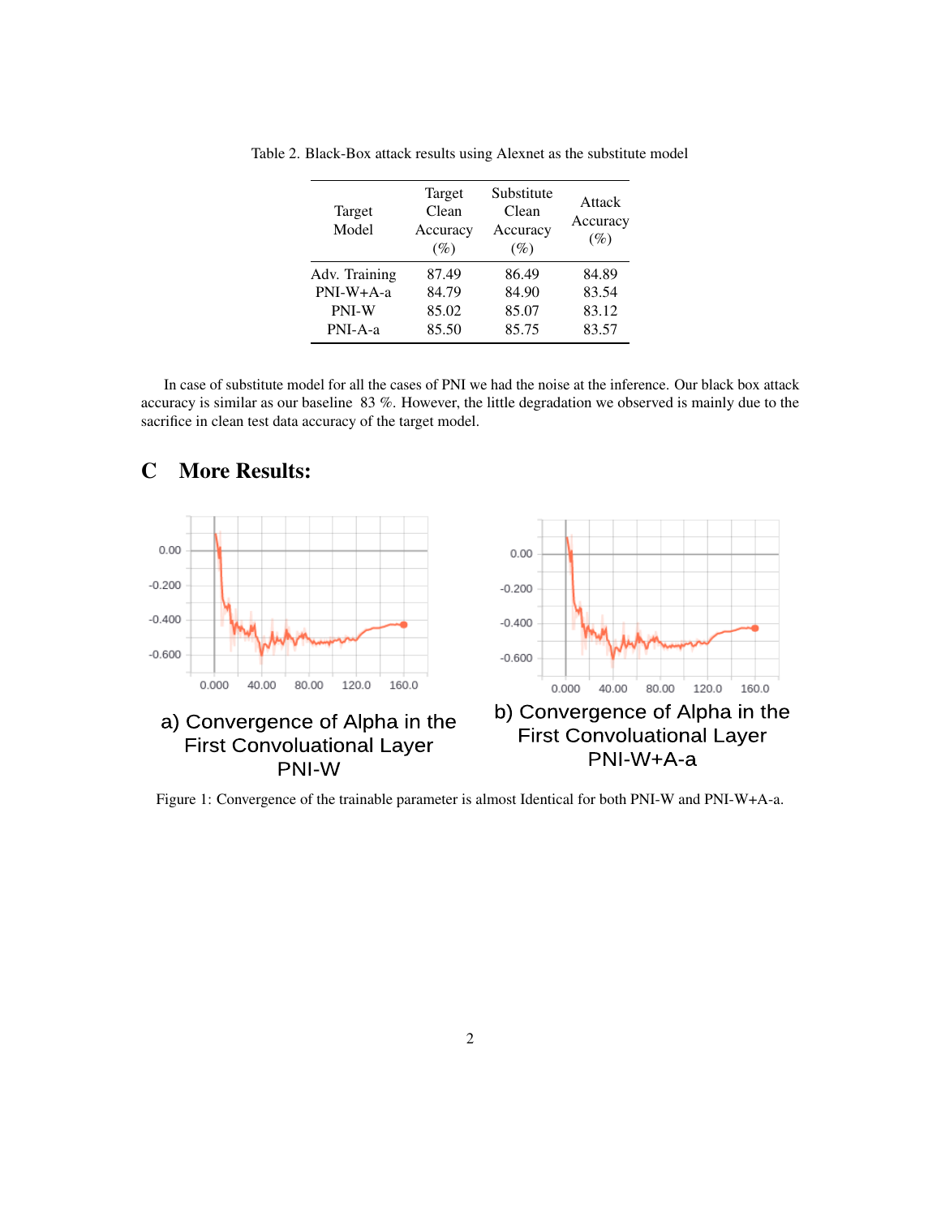Table 2. Black-Box attack results using Alexnet as the substitute model

| Target Model | Target Clean Accuracy (%) | Substitute Clean Accuracy (%) | Attack Accuracy (%) |
|---|---|---|---|
| Adv. Training | 87.49 | 86.49 | 84.89 |
| PNI-W+A-a | 84.79 | 84.90 | 83.54 |
| PNI-W | 85.02 | 85.07 | 83.12 |
| PNI-A-a | 85.50 | 85.75 | 83.57 |

In case of substitute model for all the cases of PNI we had the noise at the inference. Our black box attack accuracy is similar as our baseline 83 %. However, the little degradation we observed is mainly due to the sacrifice in clean test data accuracy of the target model.

## C More Results:

a) Convergence of Alpha in the First Convoluational Layer PNI-W

b) Convergence of Alpha in the First Convoluational Layer PNI-W+A-a

Figure 1: Convergence of the trainable parameter is almost Identical for both PNI-W and PNI-W+A-a.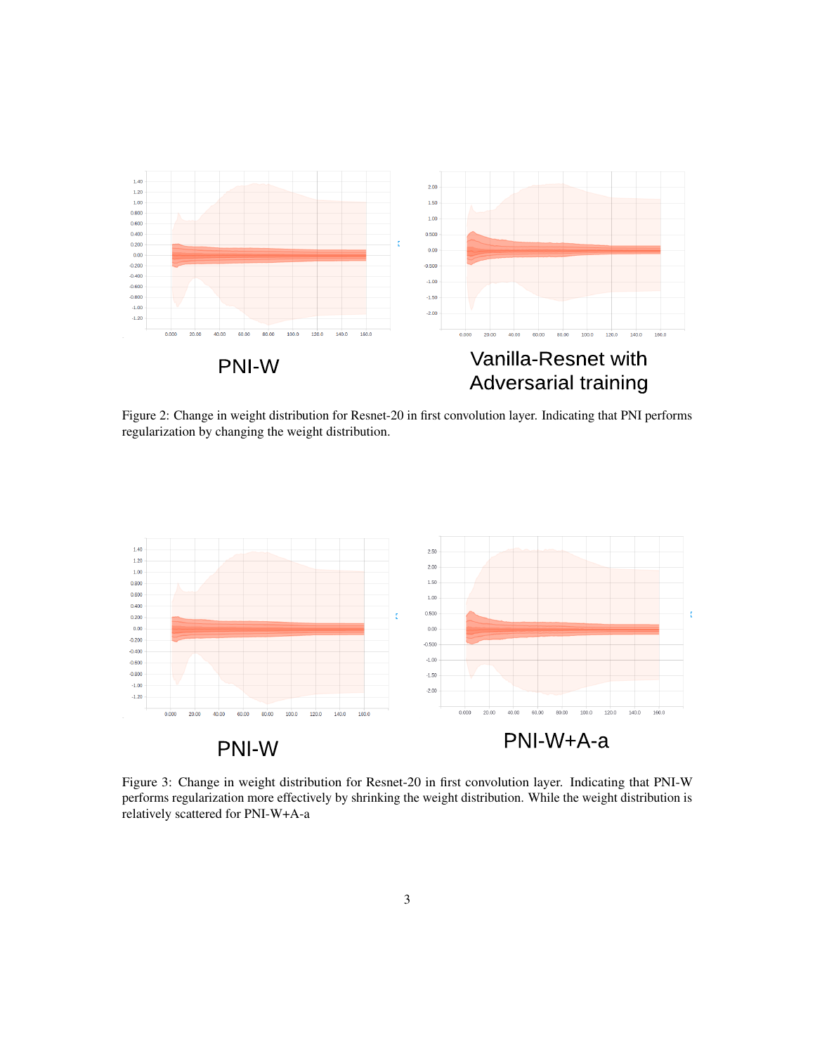PNI-W

Vanilla-Resnet with Adversarial training

Figure 2: Change in weight distribution for Resnet-20 in first convolution layer. Indicating that PNI performs regularization by changing the weight distribution.

PNI-W

PNI-W+A-a

Figure 3: Change in weight distribution for Resnet-20 in first convolution layer. Indicating that PNI-W performs regularization more effectively by shrinking the weight distribution. While the weight distribution is relatively scattered for PNI-W+A-a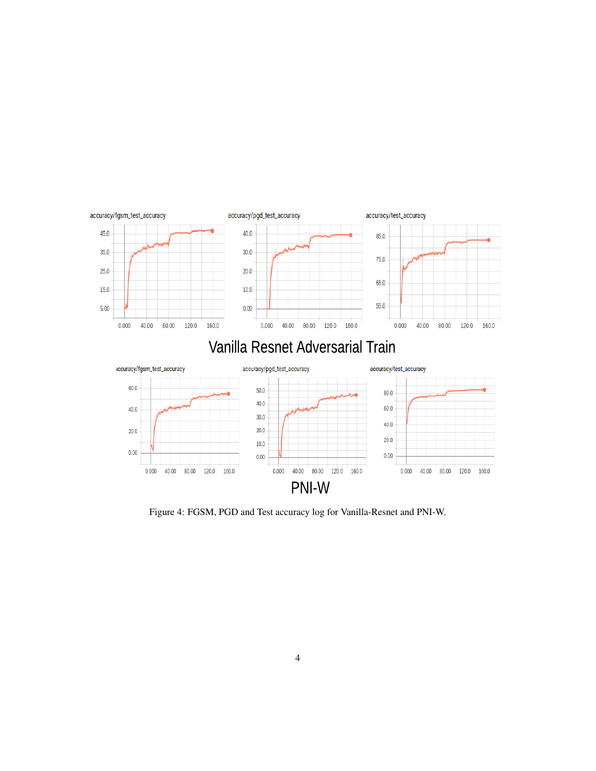accuracy/fgsm_test_accuracy

45.0
35.0
25.0
15.0
5.00

0.000 40.00 80.00 120.0 160.0

accuracy/pgd_test_accuracy

40.0
30.0
20.0
10.0
0.00

0.000 40.00 80.00 120.0 160.0

accuracy/test_accuracy

85.0
75.0
65.0
55.0

0.000 40.00 80.00 120.0 160.0

Vanilla Resnet Adversarial Train

ccuracy/fgsm_test_accuracy

60.0
40.0
20.0
0.00

0.000 40.00 80.00 120.0 160.0

accuracy/pgd_test_accuracy

50.0
40.0
30.0
20.0
10.0
0.00

0.000 40.00 80.00 120.0 160.0

accuracy/test_accuracy

80.0
60.0
40.0
20.0
0.00

0.000 40.00 80.00 120.0 160.0

PNI-W

Figure 4: FGSM, PGD and Test accuracy log for Vanilla-Resnet and PNI-W.